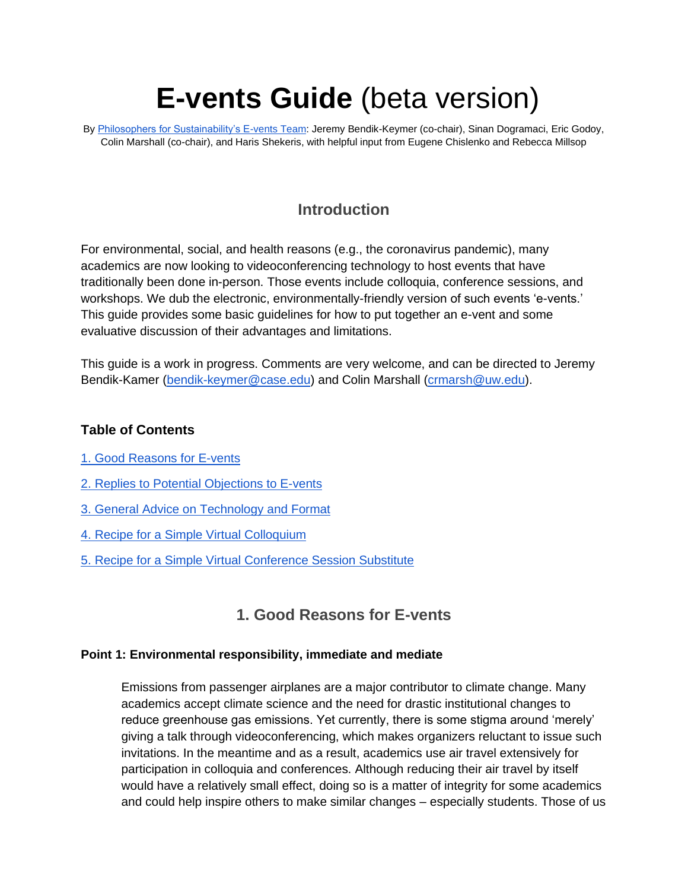# **E-vents Guide** (beta version)

By [Philosophers for Sustainability's E-vents Team](): Jeremy Bendik-Keymer (co-chair), Sinan Dogramaci, Eric Godoy, Colin Marshall (co-chair), and Haris Shekeris, with helpful input from Eugene Chislenko and Rebecca Millsop

## Introduction

For environmental, social, and health reasons (e.g., the coronavirus pandemic), many academics are now looking to videoconferencing technology to host events that have traditionally been done in-person. Those events include colloquia, conference sessions, and workshops. We dub the electronic, environmentally-friendly version of such events 'e-vents.' This guide provides some basic guidelines for how to put together an e-vent and some evaluative discussion of their advantages and limitations.

This guide is a work in progress. Comments are very welcome, and can be directed to Jeremy Bendik-Kamer ([bendik-keymer@case.edu](mailto:bendik-keymer@case.edu)) and Colin Marshall ([crmarsh@uw.edu](mailto:crmarsh@uw.edu)).

### Table of Contents

[1. Good Reasons for E-vents]()

[2. Replies to Potential Objections to E-vents]()

[3. General Advice on Technology and Format]()

[4. Recipe for a Simple Virtual Colloquium]()

[5. Recipe for a Simple Virtual Conference Session Substitute]()

## 1. Good Reasons for E-vents

**Point 1: Environmental responsibility, immediate and mediate**

Emissions from passenger airplanes are a major contributor to climate change. Many academics accept climate science and the need for drastic institutional changes to reduce greenhouse gas emissions. Yet currently, there is some stigma around 'merely' giving a talk through videoconferencing, which makes organizers reluctant to issue such invitations. In the meantime and as a result, academics use air travel extensively for participation in colloquia and conferences. Although reducing their air travel by itself would have a relatively small effect, doing so is a matter of integrity for some academics and could help inspire others to make similar changes – especially students. Those of us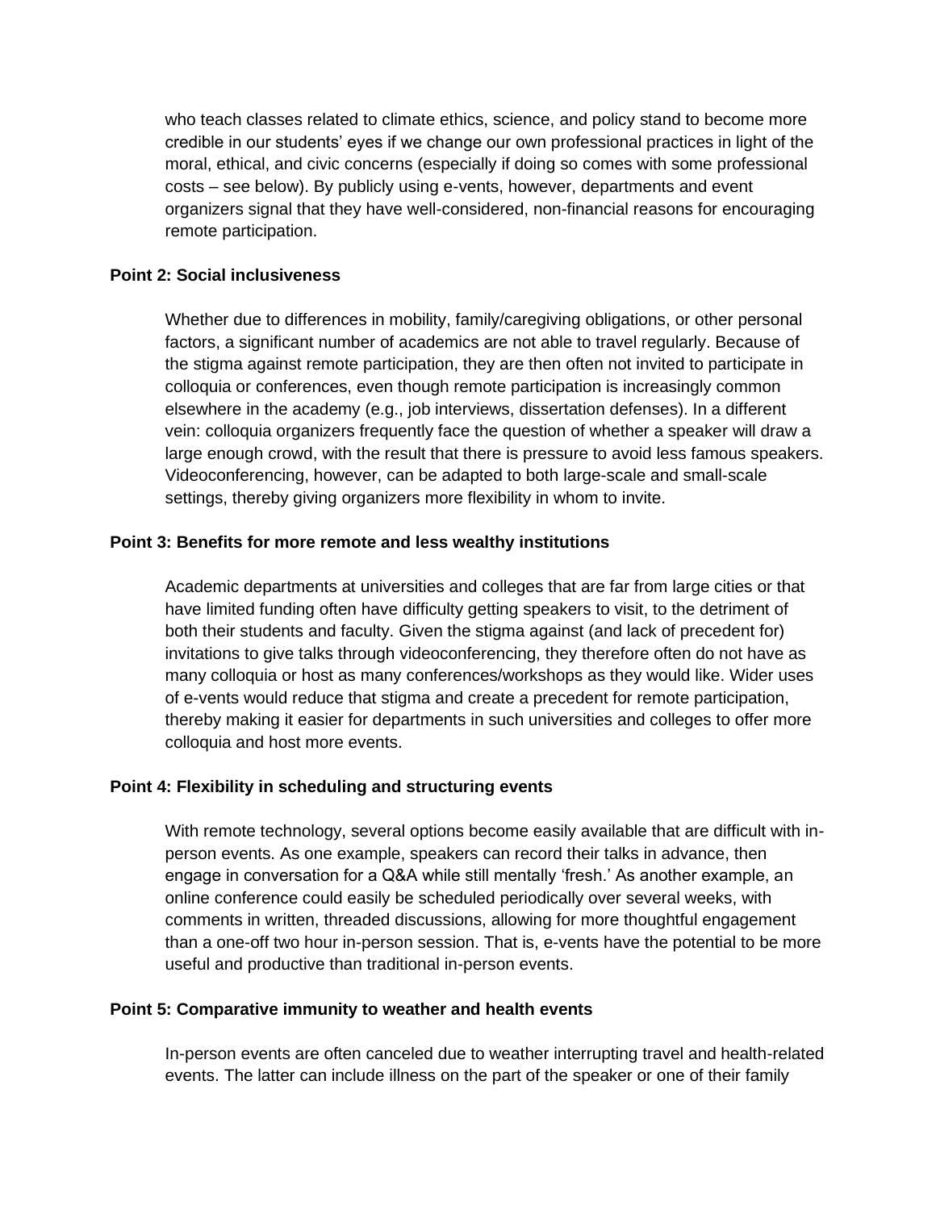who teach classes related to climate ethics, science, and policy stand to become more credible in our students' eyes if we change our own professional practices in light of the moral, ethical, and civic concerns (especially if doing so comes with some professional costs – see below). By publicly using e-vents, however, departments and event organizers signal that they have well-considered, non-financial reasons for encouraging remote participation.

**Point 2: Social inclusiveness**

Whether due to differences in mobility, family/caregiving obligations, or other personal factors, a significant number of academics are not able to travel regularly. Because of the stigma against remote participation, they are then often not invited to participate in colloquia or conferences, even though remote participation is increasingly common elsewhere in the academy (e.g., job interviews, dissertation defenses). In a different vein: colloquia organizers frequently face the question of whether a speaker will draw a large enough crowd, with the result that there is pressure to avoid less famous speakers. Videoconferencing, however, can be adapted to both large-scale and small-scale settings, thereby giving organizers more flexibility in whom to invite.

**Point 3: Benefits for more remote and less wealthy institutions**

Academic departments at universities and colleges that are far from large cities or that have limited funding often have difficulty getting speakers to visit, to the detriment of both their students and faculty. Given the stigma against (and lack of precedent for) invitations to give talks through videoconferencing, they therefore often do not have as many colloquia or host as many conferences/workshops as they would like. Wider uses of e-vents would reduce that stigma and create a precedent for remote participation, thereby making it easier for departments in such universities and colleges to offer more colloquia and host more events.

**Point 4: Flexibility in scheduling and structuring events**

With remote technology, several options become easily available that are difficult with in-person events. As one example, speakers can record their talks in advance, then engage in conversation for a Q&A while still mentally 'fresh.' As another example, an online conference could easily be scheduled periodically over several weeks, with comments in written, threaded discussions, allowing for more thoughtful engagement than a one-off two hour in-person session. That is, e-vents have the potential to be more useful and productive than traditional in-person events.

**Point 5: Comparative immunity to weather and health events**

In-person events are often canceled due to weather interrupting travel and health-related events. The latter can include illness on the part of the speaker or one of their family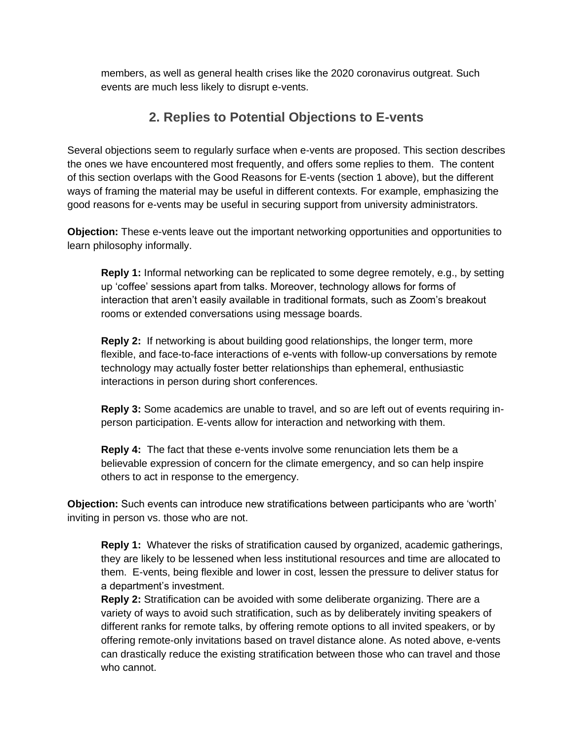members, as well as general health crises like the 2020 coronavirus outgreat. Such events are much less likely to disrupt e-vents.

## 2. Replies to Potential Objections to E-vents

Several objections seem to regularly surface when e-vents are proposed. This section describes the ones we have encountered most frequently, and offers some replies to them. The content of this section overlaps with the Good Reasons for E-vents (section 1 above), but the different ways of framing the material may be useful in different contexts. For example, emphasizing the good reasons for e-vents may be useful in securing support from university administrators.

**Objection:** These e-vents leave out the important networking opportunities and opportunities to learn philosophy informally.

> **Reply 1:** Informal networking can be replicated to some degree remotely, e.g., by setting up 'coffee' sessions apart from talks. Moreover, technology allows for forms of interaction that aren't easily available in traditional formats, such as Zoom's breakout rooms or extended conversations using message boards.
>
> **Reply 2:** If networking is about building good relationships, the longer term, more flexible, and face-to-face interactions of e-vents with follow-up conversations by remote technology may actually foster better relationships than ephemeral, enthusiastic interactions in person during short conferences.
>
> **Reply 3:** Some academics are unable to travel, and so are left out of events requiring in-person participation. E-vents allow for interaction and networking with them.
>
> **Reply 4:** The fact that these e-vents involve some renunciation lets them be a believable expression of concern for the climate emergency, and so can help inspire others to act in response to the emergency.

**Objection:** Such events can introduce new stratifications between participants who are 'worth' inviting in person vs. those who are not.

> **Reply 1:** Whatever the risks of stratification caused by organized, academic gatherings, they are likely to be lessened when less institutional resources and time are allocated to them. E-vents, being flexible and lower in cost, lessen the pressure to deliver status for a department's investment.
>
> **Reply 2:** Stratification can be avoided with some deliberate organizing. There are a variety of ways to avoid such stratification, such as by deliberately inviting speakers of different ranks for remote talks, by offering remote options to all invited speakers, or by offering remote-only invitations based on travel distance alone. As noted above, e-vents can drastically reduce the existing stratification between those who can travel and those who cannot.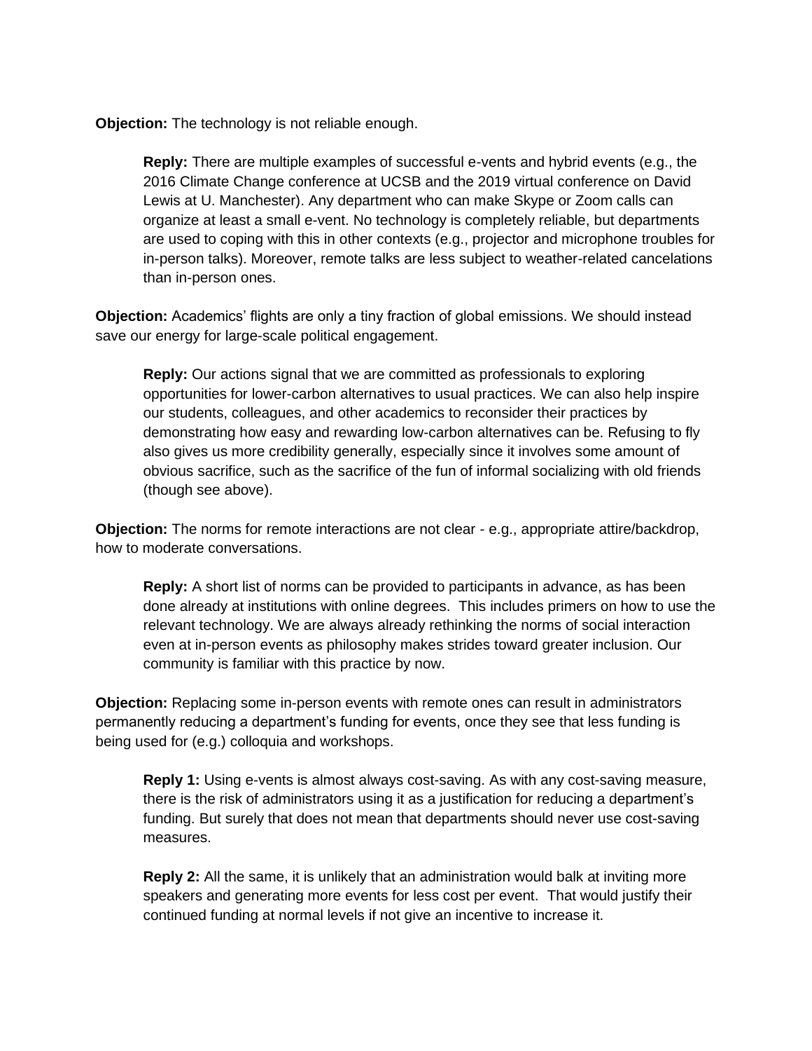**Objection:** The technology is not reliable enough.

> **Reply:** There are multiple examples of successful e-vents and hybrid events (e.g., the 2016 Climate Change conference at UCSB and the 2019 virtual conference on David Lewis at U. Manchester). Any department who can make Skype or Zoom calls can organize at least a small e-vent. No technology is completely reliable, but departments are used to coping with this in other contexts (e.g., projector and microphone troubles for in-person talks). Moreover, remote talks are less subject to weather-related cancelations than in-person ones.

**Objection:** Academics' flights are only a tiny fraction of global emissions. We should instead save our energy for large-scale political engagement.

> **Reply:** Our actions signal that we are committed as professionals to exploring opportunities for lower-carbon alternatives to usual practices. We can also help inspire our students, colleagues, and other academics to reconsider their practices by demonstrating how easy and rewarding low-carbon alternatives can be. Refusing to fly also gives us more credibility generally, especially since it involves some amount of obvious sacrifice, such as the sacrifice of the fun of informal socializing with old friends (though see above).

**Objection:** The norms for remote interactions are not clear - e.g., appropriate attire/backdrop, how to moderate conversations.

> **Reply:** A short list of norms can be provided to participants in advance, as has been done already at institutions with online degrees. This includes primers on how to use the relevant technology. We are always already rethinking the norms of social interaction even at in-person events as philosophy makes strides toward greater inclusion. Our community is familiar with this practice by now.

**Objection:** Replacing some in-person events with remote ones can result in administrators permanently reducing a department's funding for events, once they see that less funding is being used for (e.g.) colloquia and workshops.

> **Reply 1:** Using e-vents is almost always cost-saving. As with any cost-saving measure, there is the risk of administrators using it as a justification for reducing a department's funding. But surely that does not mean that departments should never use cost-saving measures.
>
> **Reply 2:** All the same, it is unlikely that an administration would balk at inviting more speakers and generating more events for less cost per event. That would justify their continued funding at normal levels if not give an incentive to increase it.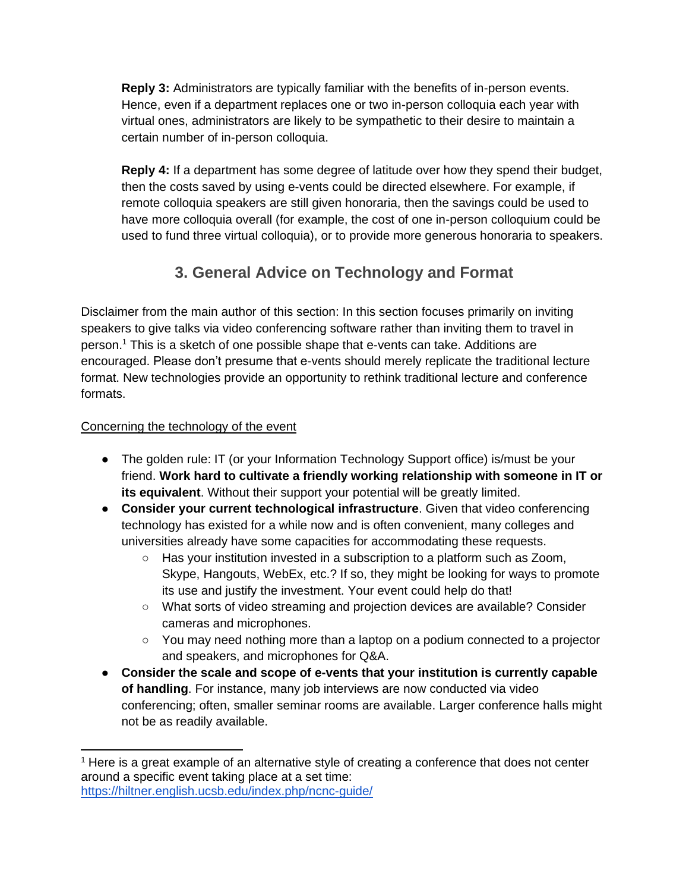**Reply 3:** Administrators are typically familiar with the benefits of in-person events. Hence, even if a department replaces one or two in-person colloquia each year with virtual ones, administrators are likely to be sympathetic to their desire to maintain a certain number of in-person colloquia.

**Reply 4:** If a department has some degree of latitude over how they spend their budget, then the costs saved by using e-vents could be directed elsewhere. For example, if remote colloquia speakers are still given honoraria, then the savings could be used to have more colloquia overall (for example, the cost of one in-person colloquium could be used to fund three virtual colloquia), or to provide more generous honoraria to speakers.

## 3. General Advice on Technology and Format

Disclaimer from the main author of this section: In this section focuses primarily on inviting speakers to give talks via video conferencing software rather than inviting them to travel in person.[1] This is a sketch of one possible shape that e-vents can take. Additions are encouraged. Please don't presume that e-vents should merely replicate the traditional lecture format. New technologies provide an opportunity to rethink traditional lecture and conference formats.

<u>Concerning the technology of the event</u>

- The golden rule: IT (or your Information Technology Support office) is/must be your friend. **Work hard to cultivate a friendly working relationship with someone in IT or its equivalent**. Without their support your potential will be greatly limited.
- **Consider your current technological infrastructure**. Given that video conferencing technology has existed for a while now and is often convenient, many colleges and universities already have some capacities for accommodating these requests.
  - Has your institution invested in a subscription to a platform such as Zoom, Skype, Hangouts, WebEx, etc.? If so, they might be looking for ways to promote its use and justify the investment. Your event could help do that!
  - What sorts of video streaming and projection devices are available? Consider cameras and microphones.
  - You may need nothing more than a laptop on a podium connected to a projector and speakers, and microphones for Q&A.
- **Consider the scale and scope of e-vents that your institution is currently capable of handling**. For instance, many job interviews are now conducted via video conferencing; often, smaller seminar rooms are available. Larger conference halls might not be as readily available.

---

[1] Here is a great example of an alternative style of creating a conference that does not center around a specific event taking place at a set time: https://hiltner.english.ucsb.edu/index.php/ncnc-guide/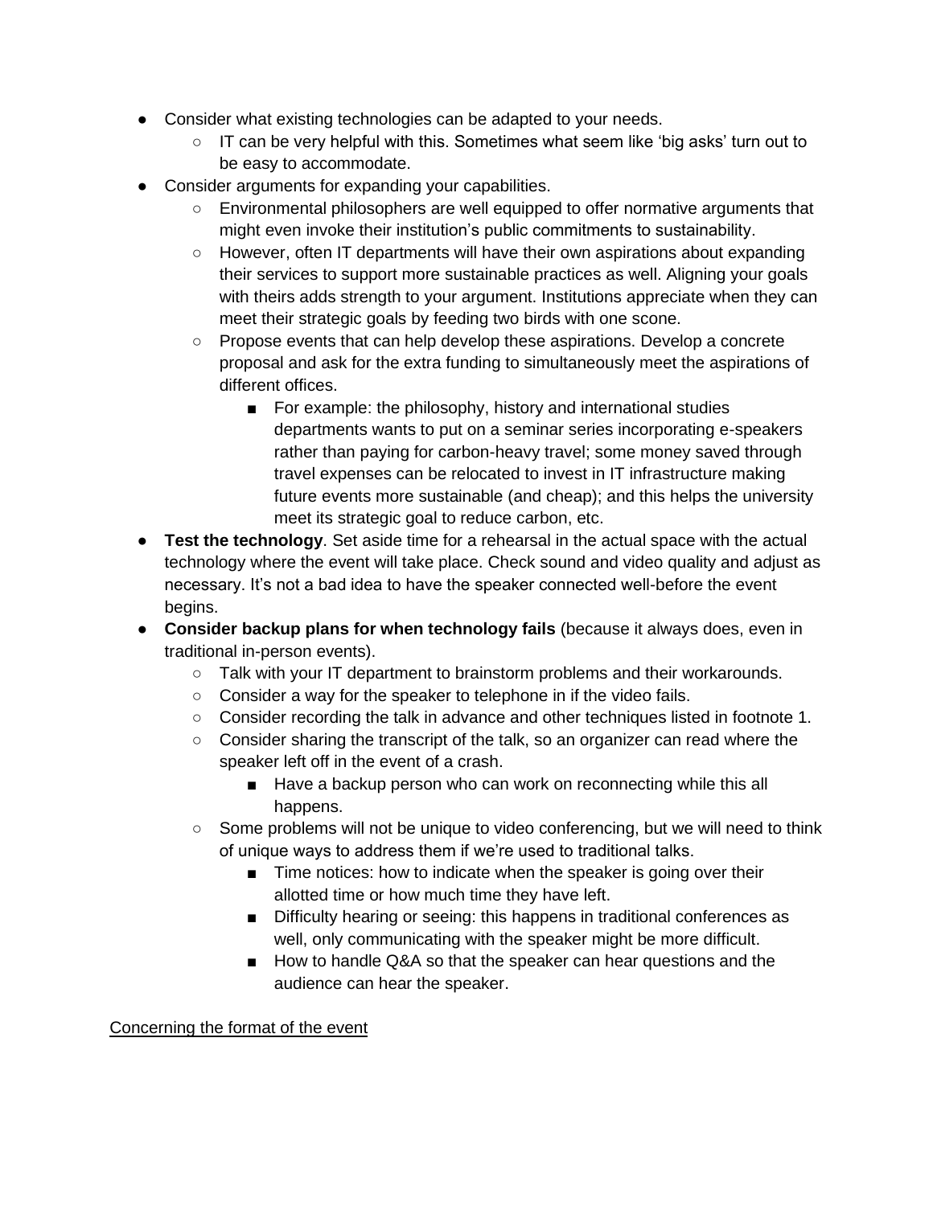- Consider what existing technologies can be adapted to your needs.
  - IT can be very helpful with this. Sometimes what seem like 'big asks' turn out to be easy to accommodate.
- Consider arguments for expanding your capabilities.
  - Environmental philosophers are well equipped to offer normative arguments that might even invoke their institution's public commitments to sustainability.
  - However, often IT departments will have their own aspirations about expanding their services to support more sustainable practices as well. Aligning your goals with theirs adds strength to your argument. Institutions appreciate when they can meet their strategic goals by feeding two birds with one scone.
  - Propose events that can help develop these aspirations. Develop a concrete proposal and ask for the extra funding to simultaneously meet the aspirations of different offices.
    - For example: the philosophy, history and international studies departments wants to put on a seminar series incorporating e-speakers rather than paying for carbon-heavy travel; some money saved through travel expenses can be relocated to invest in IT infrastructure making future events more sustainable (and cheap); and this helps the university meet its strategic goal to reduce carbon, etc.
- **Test the technology**. Set aside time for a rehearsal in the actual space with the actual technology where the event will take place. Check sound and video quality and adjust as necessary. It's not a bad idea to have the speaker connected well-before the event begins.
- **Consider backup plans for when technology fails** (because it always does, even in traditional in-person events).
  - Talk with your IT department to brainstorm problems and their workarounds.
  - Consider a way for the speaker to telephone in if the video fails.
  - Consider recording the talk in advance and other techniques listed in footnote 1.
  - Consider sharing the transcript of the talk, so an organizer can read where the speaker left off in the event of a crash.
    - Have a backup person who can work on reconnecting while this all happens.
  - Some problems will not be unique to video conferencing, but we will need to think of unique ways to address them if we're used to traditional talks.
    - Time notices: how to indicate when the speaker is going over their allotted time or how much time they have left.
    - Difficulty hearing or seeing: this happens in traditional conferences as well, only communicating with the speaker might be more difficult.
    - How to handle Q&A so that the speaker can hear questions and the audience can hear the speaker.

<u>Concerning the format of the event</u>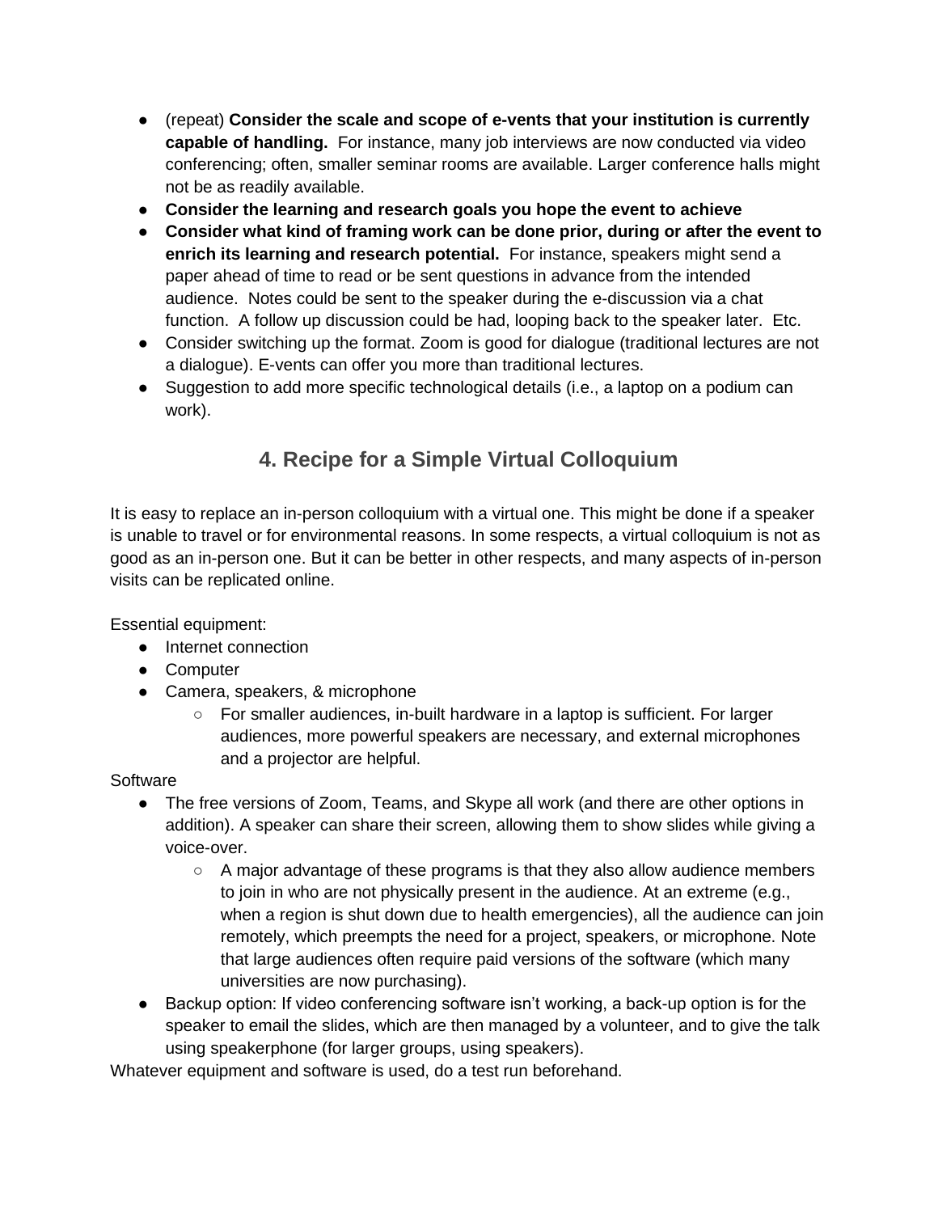- (repeat) **Consider the scale and scope of e-vents that your institution is currently capable of handling.** For instance, many job interviews are now conducted via video conferencing; often, smaller seminar rooms are available. Larger conference halls might not be as readily available.
- **Consider the learning and research goals you hope the event to achieve**
- **Consider what kind of framing work can be done prior, during or after the event to enrich its learning and research potential.** For instance, speakers might send a paper ahead of time to read or be sent questions in advance from the intended audience. Notes could be sent to the speaker during the e-discussion via a chat function. A follow up discussion could be had, looping back to the speaker later. Etc.
- Consider switching up the format. Zoom is good for dialogue (traditional lectures are not a dialogue). E-vents can offer you more than traditional lectures.
- Suggestion to add more specific technological details (i.e., a laptop on a podium can work).

## 4. Recipe for a Simple Virtual Colloquium

It is easy to replace an in-person colloquium with a virtual one. This might be done if a speaker is unable to travel or for environmental reasons. In some respects, a virtual colloquium is not as good as an in-person one. But it can be better in other respects, and many aspects of in-person visits can be replicated online.

Essential equipment:

- Internet connection
- Computer
- Camera, speakers, & microphone
  - For smaller audiences, in-built hardware in a laptop is sufficient. For larger audiences, more powerful speakers are necessary, and external microphones and a projector are helpful.

Software

- The free versions of Zoom, Teams, and Skype all work (and there are other options in addition). A speaker can share their screen, allowing them to show slides while giving a voice-over.
  - A major advantage of these programs is that they also allow audience members to join in who are not physically present in the audience. At an extreme (e.g., when a region is shut down due to health emergencies), all the audience can join remotely, which preempts the need for a project, speakers, or microphone. Note that large audiences often require paid versions of the software (which many universities are now purchasing).
- Backup option: If video conferencing software isn't working, a back-up option is for the speaker to email the slides, which are then managed by a volunteer, and to give the talk using speakerphone (for larger groups, using speakers).

Whatever equipment and software is used, do a test run beforehand.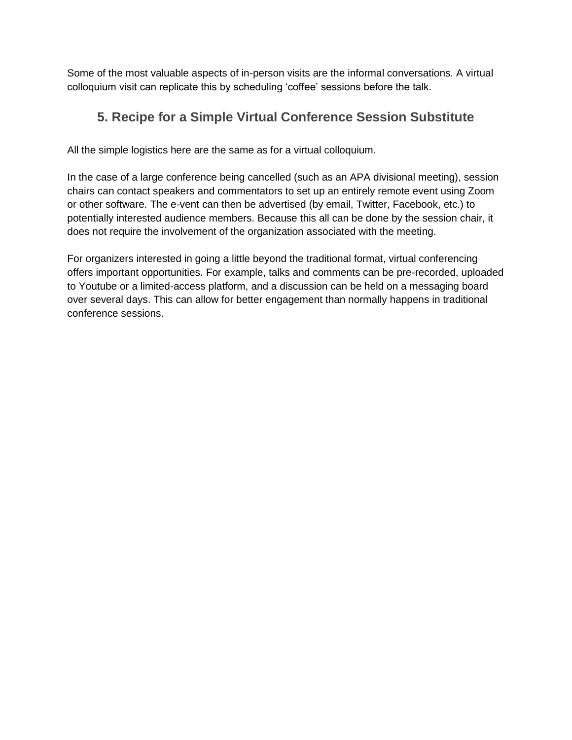Some of the most valuable aspects of in-person visits are the informal conversations. A virtual colloquium visit can replicate this by scheduling 'coffee' sessions before the talk.

## 5. Recipe for a Simple Virtual Conference Session Substitute

All the simple logistics here are the same as for a virtual colloquium.

In the case of a large conference being cancelled (such as an APA divisional meeting), session chairs can contact speakers and commentators to set up an entirely remote event using Zoom or other software. The e-vent can then be advertised (by email, Twitter, Facebook, etc.) to potentially interested audience members. Because this all can be done by the session chair, it does not require the involvement of the organization associated with the meeting.

For organizers interested in going a little beyond the traditional format, virtual conferencing offers important opportunities. For example, talks and comments can be pre-recorded, uploaded to Youtube or a limited-access platform, and a discussion can be held on a messaging board over several days. This can allow for better engagement than normally happens in traditional conference sessions.